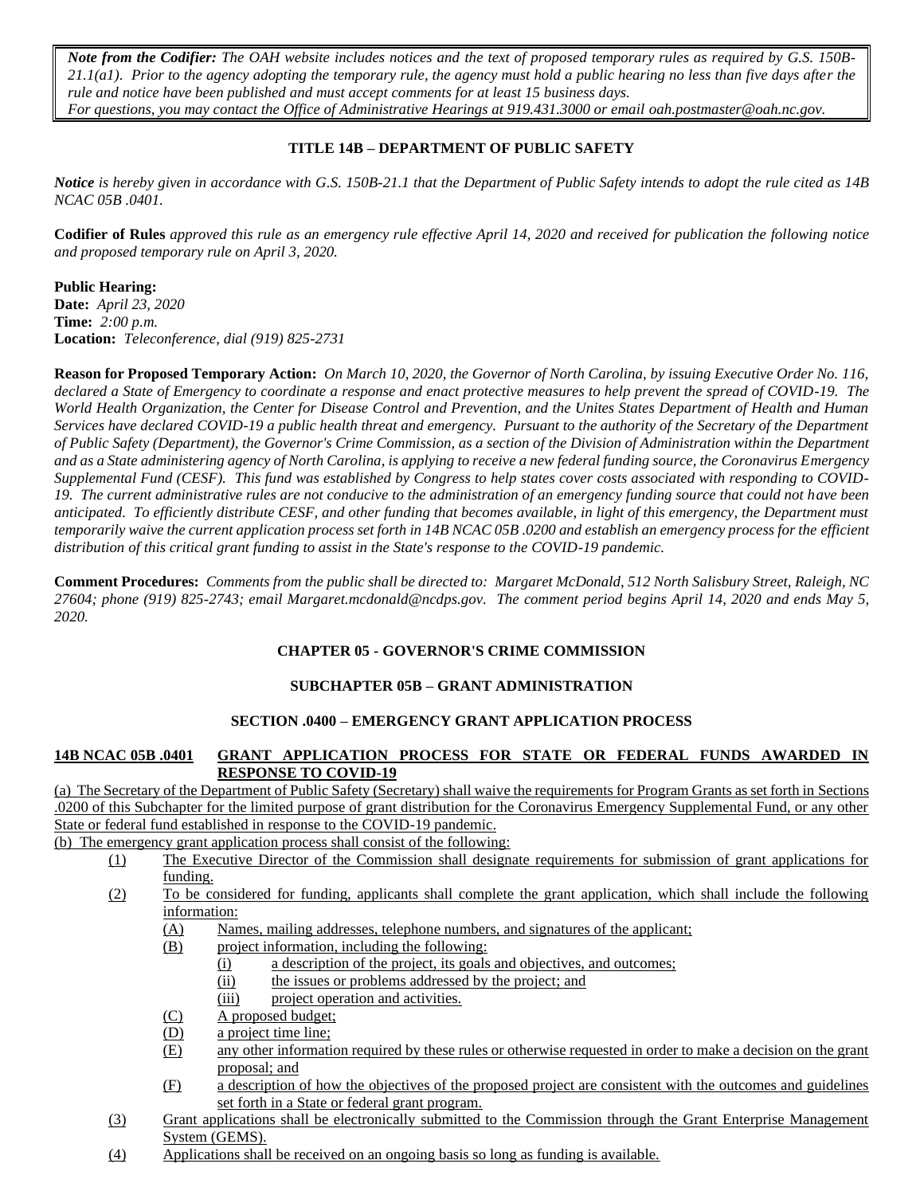***Note from the Codifier:*** *The OAH website includes notices and the text of proposed temporary rules as required by G.S. 150B-21.1(a1). Prior to the agency adopting the temporary rule, the agency must hold a public hearing no less than five days after the rule and notice have been published and must accept comments for at least 15 business days.*
*For questions, you may contact the Office of Administrative Hearings at 919.431.3000 or email oah.postmaster@oah.nc.gov.*

## TITLE 14B – DEPARTMENT OF PUBLIC SAFETY

***Notice*** *is hereby given in accordance with G.S. 150B-21.1 that the Department of Public Safety intends to adopt the rule cited as 14B NCAC 05B .0401.*

**Codifier of Rules** *approved this rule as an emergency rule effective April 14, 2020 and received for publication the following notice and proposed temporary rule on April 3, 2020.*

**Public Hearing:**
**Date:** *April 23, 2020*
**Time:** *2:00 p.m.*
**Location:** *Teleconference, dial (919) 825-2731*

**Reason for Proposed Temporary Action:** *On March 10, 2020, the Governor of North Carolina, by issuing Executive Order No. 116, declared a State of Emergency to coordinate a response and enact protective measures to help prevent the spread of COVID-19. The World Health Organization, the Center for Disease Control and Prevention, and the Unites States Department of Health and Human Services have declared COVID-19 a public health threat and emergency. Pursuant to the authority of the Secretary of the Department of Public Safety (Department), the Governor's Crime Commission, as a section of the Division of Administration within the Department and as a State administering agency of North Carolina, is applying to receive a new federal funding source, the Coronavirus Emergency Supplemental Fund (CESF). This fund was established by Congress to help states cover costs associated with responding to COVID-19. The current administrative rules are not conducive to the administration of an emergency funding source that could not have been anticipated. To efficiently distribute CESF, and other funding that becomes available, in light of this emergency, the Department must temporarily waive the current application process set forth in 14B NCAC 05B .0200 and establish an emergency process for the efficient distribution of this critical grant funding to assist in the State's response to the COVID-19 pandemic.*

**Comment Procedures:** *Comments from the public shall be directed to: Margaret McDonald, 512 North Salisbury Street, Raleigh, NC 27604; phone (919) 825-2743; email Margaret.mcdonald@ncdps.gov. The comment period begins April 14, 2020 and ends May 5, 2020.*

### CHAPTER 05 - GOVERNOR'S CRIME COMMISSION

### SUBCHAPTER 05B – GRANT ADMINISTRATION

### SECTION .0400 – EMERGENCY GRANT APPLICATION PROCESS

**14B NCAC 05B .0401 GRANT APPLICATION PROCESS FOR STATE OR FEDERAL FUNDS AWARDED IN RESPONSE TO COVID-19**

(a) The Secretary of the Department of Public Safety (Secretary) shall waive the requirements for Program Grants as set forth in Sections .0200 of this Subchapter for the limited purpose of grant distribution for the Coronavirus Emergency Supplemental Fund, or any other State or federal fund established in response to the COVID-19 pandemic.

(b) The emergency grant application process shall consist of the following:

- (1) The Executive Director of the Commission shall designate requirements for submission of grant applications for funding.
- (2) To be considered for funding, applicants shall complete the grant application, which shall include the following information:
  - (A) Names, mailing addresses, telephone numbers, and signatures of the applicant;
  - (B) project information, including the following:
    - (i) a description of the project, its goals and objectives, and outcomes;
    - (ii) the issues or problems addressed by the project; and
    - (iii) project operation and activities.
  - (C) A proposed budget;
  - (D) a project time line;
  - (E) any other information required by these rules or otherwise requested in order to make a decision on the grant proposal; and
  - (F) a description of how the objectives of the proposed project are consistent with the outcomes and guidelines set forth in a State or federal grant program.
- (3) Grant applications shall be electronically submitted to the Commission through the Grant Enterprise Management System (GEMS).
- (4) Applications shall be received on an ongoing basis so long as funding is available.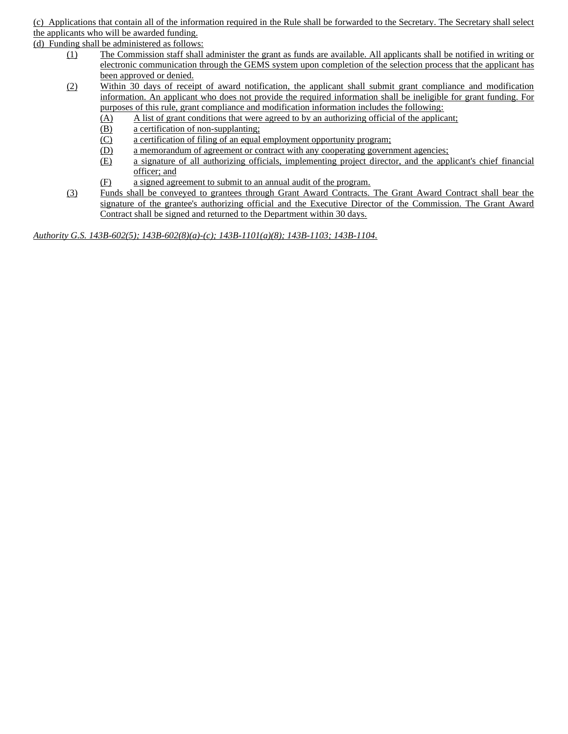(c) Applications that contain all of the information required in the Rule shall be forwarded to the Secretary. The Secretary shall select the applicants who will be awarded funding.

(d) Funding shall be administered as follows:

(1) The Commission staff shall administer the grant as funds are available. All applicants shall be notified in writing or electronic communication through the GEMS system upon completion of the selection process that the applicant has been approved or denied.

(2) Within 30 days of receipt of award notification, the applicant shall submit grant compliance and modification information. An applicant who does not provide the required information shall be ineligible for grant funding. For purposes of this rule, grant compliance and modification information includes the following:

   (A) A list of grant conditions that were agreed to by an authorizing official of the applicant;

   (B) a certification of non-supplanting;

   (C) a certification of filing of an equal employment opportunity program;

   (D) a memorandum of agreement or contract with any cooperating government agencies;

   (E) a signature of all authorizing officials, implementing project director, and the applicant's chief financial officer; and

   (F) a signed agreement to submit to an annual audit of the program.

(3) Funds shall be conveyed to grantees through Grant Award Contracts. The Grant Award Contract shall bear the signature of the grantee's authorizing official and the Executive Director of the Commission. The Grant Award Contract shall be signed and returned to the Department within 30 days.

*Authority G.S. 143B-602(5); 143B-602(8)(a)-(c); 143B-1101(a)(8); 143B-1103; 143B-1104.*